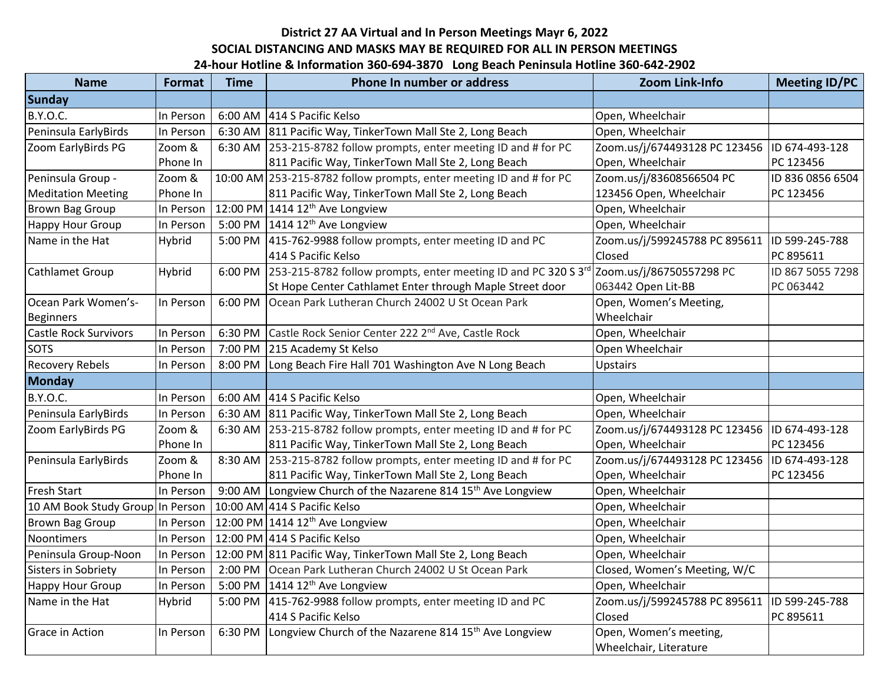**District 27 AA Virtual and In Person Meetings Mayr 6, 2022**

**SOCIAL DISTANCING AND MASKS MAY BE REQUIRED FOR ALL IN PERSON MEETINGS**

**24-hour Hotline & Information 360-694-3870 Long Beach Peninsula Hotline 360-642-2902**

| Name | Format | Time | Phone In number or address | Zoom Link-Info | Meeting ID/PC |
|---|---|---|---|---|---|
| **Sunday** | | | | | |
| B.Y.O.C. | In Person | 6:00 AM | 414 S Pacific Kelso | Open, Wheelchair | |
| Peninsula EarlyBirds | In Person | 6:30 AM | 811 Pacific Way, TinkerTown Mall Ste 2, Long Beach | Open, Wheelchair | |
| Zoom EarlyBirds PG | Zoom & Phone In | 6:30 AM | 253-215-8782 follow prompts, enter meeting ID and # for PC 811 Pacific Way, TinkerTown Mall Ste 2, Long Beach | Zoom.us/j/674493128 PC 123456 Open, Wheelchair | ID 674-493-128 PC 123456 |
| Peninsula Group - Meditation Meeting | Zoom & Phone In | 10:00 AM | 253-215-8782 follow prompts, enter meeting ID and # for PC 811 Pacific Way, TinkerTown Mall Ste 2, Long Beach | Zoom.us/j/83608566504 PC 123456 Open, Wheelchair | ID 836 0856 6504 PC 123456 |
| Brown Bag Group | In Person | 12:00 PM | 1414 12th Ave Longview | Open, Wheelchair | |
| Happy Hour Group | In Person | 5:00 PM | 1414 12th Ave Longview | Open, Wheelchair | |
| Name in the Hat | Hybrid | 5:00 PM | 415-762-9988 follow prompts, enter meeting ID and PC 414 S Pacific Kelso | Zoom.us/j/599245788 PC 895611 Closed | ID 599-245-788 PC 895611 |
| Cathlamet Group | Hybrid | 6:00 PM | 253-215-8782 follow prompts, enter meeting ID and PC 320 S 3rd St Hope Center Cathlamet Enter through Maple Street door | Zoom.us/j/86750557298 PC 063442 Open Lit-BB | ID 867 5055 7298 PC 063442 |
| Ocean Park Women's-Beginners | In Person | 6:00 PM | Ocean Park Lutheran Church 24002 U St Ocean Park | Open, Women's Meeting, Wheelchair | |
| Castle Rock Survivors | In Person | 6:30 PM | Castle Rock Senior Center 222 2nd Ave, Castle Rock | Open, Wheelchair | |
| SOTS | In Person | 7:00 PM | 215 Academy St Kelso | Open Wheelchair | |
| Recovery Rebels | In Person | 8:00 PM | Long Beach Fire Hall 701 Washington Ave N Long Beach | Upstairs | |
| **Monday** | | | | | |
| B.Y.O.C. | In Person | 6:00 AM | 414 S Pacific Kelso | Open, Wheelchair | |
| Peninsula EarlyBirds | In Person | 6:30 AM | 811 Pacific Way, TinkerTown Mall Ste 2, Long Beach | Open, Wheelchair | |
| Zoom EarlyBirds PG | Zoom & Phone In | 6:30 AM | 253-215-8782 follow prompts, enter meeting ID and # for PC 811 Pacific Way, TinkerTown Mall Ste 2, Long Beach | Zoom.us/j/674493128 PC 123456 Open, Wheelchair | ID 674-493-128 PC 123456 |
| Peninsula EarlyBirds | Zoom & Phone In | 8:30 AM | 253-215-8782 follow prompts, enter meeting ID and # for PC 811 Pacific Way, TinkerTown Mall Ste 2, Long Beach | Zoom.us/j/674493128 PC 123456 Open, Wheelchair | ID 674-493-128 PC 123456 |
| Fresh Start | In Person | 9:00 AM | Longview Church of the Nazarene 814 15th Ave Longview | Open, Wheelchair | |
| 10 AM Book Study Group | In Person | 10:00 AM | 414 S Pacific Kelso | Open, Wheelchair | |
| Brown Bag Group | In Person | 12:00 PM | 1414 12th Ave Longview | Open, Wheelchair | |
| Noontimers | In Person | 12:00 PM | 414 S Pacific Kelso | Open, Wheelchair | |
| Peninsula Group-Noon | In Person | 12:00 PM | 811 Pacific Way, TinkerTown Mall Ste 2, Long Beach | Open, Wheelchair | |
| Sisters in Sobriety | In Person | 2:00 PM | Ocean Park Lutheran Church 24002 U St Ocean Park | Closed, Women's Meeting, W/C | |
| Happy Hour Group | In Person | 5:00 PM | 1414 12th Ave Longview | Open, Wheelchair | |
| Name in the Hat | Hybrid | 5:00 PM | 415-762-9988 follow prompts, enter meeting ID and PC 414 S Pacific Kelso | Zoom.us/j/599245788 PC 895611 Closed | ID 599-245-788 PC 895611 |
| Grace in Action | In Person | 6:30 PM | Longview Church of the Nazarene 814 15th Ave Longview | Open, Women's meeting, Wheelchair, Literature | |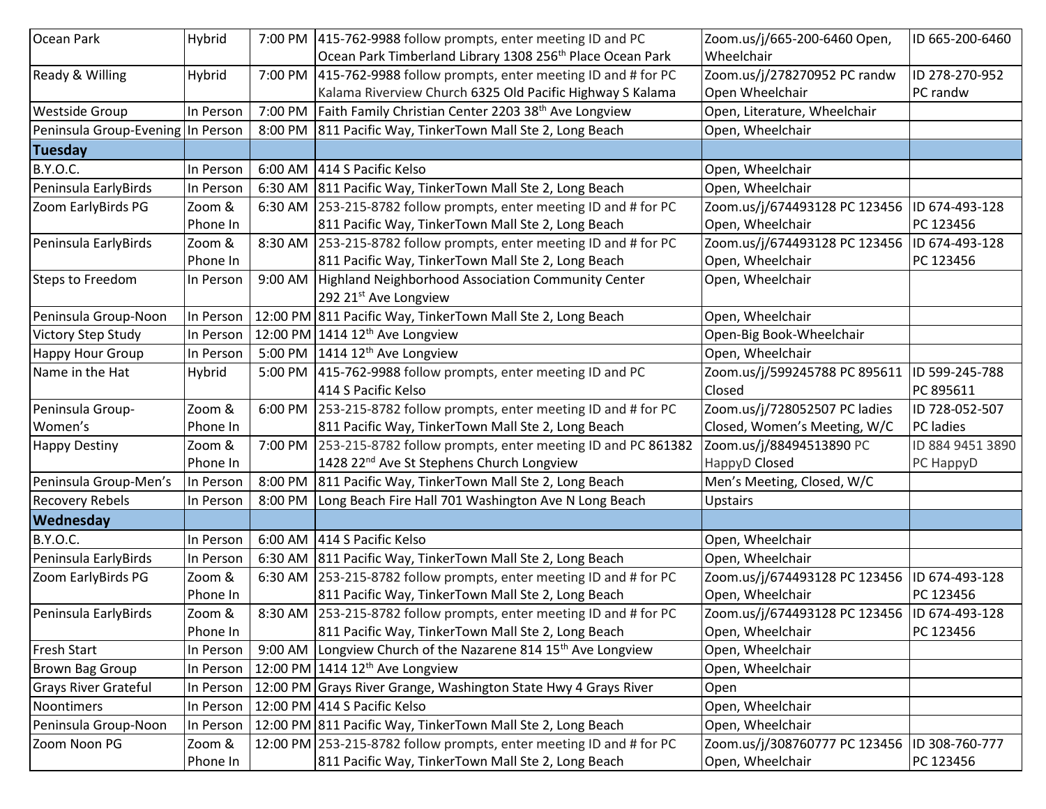| Ocean Park | Hybrid | 7:00 PM | 415-762-9988 follow prompts, enter meeting ID and PC Ocean Park Timberland Library 1308 256th Place Ocean Park | Zoom.us/j/665-200-6460 Open, Wheelchair | ID 665-200-6460 |
|---|---|---|---|---|---|
| Ready & Willing | Hybrid | 7:00 PM | 415-762-9988 follow prompts, enter meeting ID and # for PC Kalama Riverview Church 6325 Old Pacific Highway S Kalama | Zoom.us/j/278270952 PC randw Open Wheelchair | ID 278-270-952 PC randw |
| Westside Group | In Person | 7:00 PM | Faith Family Christian Center 2203 38th Ave Longview | Open, Literature, Wheelchair | |
| Peninsula Group-Evening | In Person | 8:00 PM | 811 Pacific Way, TinkerTown Mall Ste 2, Long Beach | Open, Wheelchair | |
| **Tuesday** | | | | | |
| B.Y.O.C. | In Person | 6:00 AM | 414 S Pacific Kelso | Open, Wheelchair | |
| Peninsula EarlyBirds | In Person | 6:30 AM | 811 Pacific Way, TinkerTown Mall Ste 2, Long Beach | Open, Wheelchair | |
| Zoom EarlyBirds PG | Zoom & Phone In | 6:30 AM | 253-215-8782 follow prompts, enter meeting ID and # for PC 811 Pacific Way, TinkerTown Mall Ste 2, Long Beach | Zoom.us/j/674493128 PC 123456 Open, Wheelchair | ID 674-493-128 PC 123456 |
| Peninsula EarlyBirds | Zoom & Phone In | 8:30 AM | 253-215-8782 follow prompts, enter meeting ID and # for PC 811 Pacific Way, TinkerTown Mall Ste 2, Long Beach | Zoom.us/j/674493128 PC 123456 Open, Wheelchair | ID 674-493-128 PC 123456 |
| Steps to Freedom | In Person | 9:00 AM | Highland Neighborhood Association Community Center 292 21st Ave Longview | Open, Wheelchair | |
| Peninsula Group-Noon | In Person | 12:00 PM | 811 Pacific Way, TinkerTown Mall Ste 2, Long Beach | Open, Wheelchair | |
| Victory Step Study | In Person | 12:00 PM | 1414 12th Ave Longview | Open-Big Book-Wheelchair | |
| Happy Hour Group | In Person | 5:00 PM | 1414 12th Ave Longview | Open, Wheelchair | |
| Name in the Hat | Hybrid | 5:00 PM | 415-762-9988 follow prompts, enter meeting ID and PC 414 S Pacific Kelso | Zoom.us/j/599245788 PC 895611 Closed | ID 599-245-788 PC 895611 |
| Peninsula Group-Women's | Zoom & Phone In | 6:00 PM | 253-215-8782 follow prompts, enter meeting ID and # for PC 811 Pacific Way, TinkerTown Mall Ste 2, Long Beach | Zoom.us/j/728052507 PC ladies Closed, Women's Meeting, W/C | ID 728-052-507 PC ladies |
| Happy Destiny | Zoom & Phone In | 7:00 PM | 253-215-8782 follow prompts, enter meeting ID and PC 861382 1428 22nd Ave St Stephens Church Longview | Zoom.us/j/88494513890 PC HappyD Closed | ID 884 9451 3890 PC HappyD |
| Peninsula Group-Men's | In Person | 8:00 PM | 811 Pacific Way, TinkerTown Mall Ste 2, Long Beach | Men's Meeting, Closed, W/C | |
| Recovery Rebels | In Person | 8:00 PM | Long Beach Fire Hall 701 Washington Ave N Long Beach | Upstairs | |
| **Wednesday** | | | | | |
| B.Y.O.C. | In Person | 6:00 AM | 414 S Pacific Kelso | Open, Wheelchair | |
| Peninsula EarlyBirds | In Person | 6:30 AM | 811 Pacific Way, TinkerTown Mall Ste 2, Long Beach | Open, Wheelchair | |
| Zoom EarlyBirds PG | Zoom & Phone In | 6:30 AM | 253-215-8782 follow prompts, enter meeting ID and # for PC 811 Pacific Way, TinkerTown Mall Ste 2, Long Beach | Zoom.us/j/674493128 PC 123456 Open, Wheelchair | ID 674-493-128 PC 123456 |
| Peninsula EarlyBirds | Zoom & Phone In | 8:30 AM | 253-215-8782 follow prompts, enter meeting ID and # for PC 811 Pacific Way, TinkerTown Mall Ste 2, Long Beach | Zoom.us/j/674493128 PC 123456 Open, Wheelchair | ID 674-493-128 PC 123456 |
| Fresh Start | In Person | 9:00 AM | Longview Church of the Nazarene 814 15th Ave Longview | Open, Wheelchair | |
| Brown Bag Group | In Person | 12:00 PM | 1414 12th Ave Longview | Open, Wheelchair | |
| Grays River Grateful | In Person | 12:00 PM | Grays River Grange, Washington State Hwy 4 Grays River | Open | |
| Noontimers | In Person | 12:00 PM | 414 S Pacific Kelso | Open, Wheelchair | |
| Peninsula Group-Noon | In Person | 12:00 PM | 811 Pacific Way, TinkerTown Mall Ste 2, Long Beach | Open, Wheelchair | |
| Zoom Noon PG | Zoom & Phone In | 12:00 PM | 253-215-8782 follow prompts, enter meeting ID and # for PC 811 Pacific Way, TinkerTown Mall Ste 2, Long Beach | Zoom.us/j/308760777 PC 123456 Open, Wheelchair | ID 308-760-777 PC 123456 |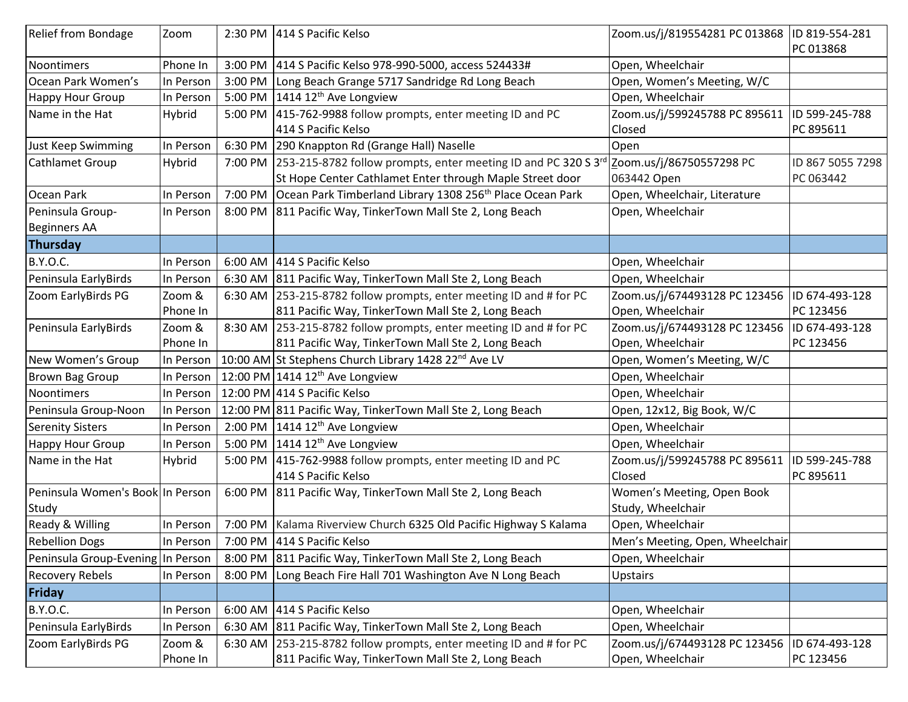| | | | | | |
|---|---|---|---|---|---|
| Relief from Bondage | Zoom | 2:30 PM | 414 S Pacific Kelso | Zoom.us/j/819554281 PC 013868 | ID 819-554-281 PC 013868 |
| Noontimers | Phone In | 3:00 PM | 414 S Pacific Kelso 978-990-5000, access 524433# | Open, Wheelchair | |
| Ocean Park Women's | In Person | 3:00 PM | Long Beach Grange 5717 Sandridge Rd Long Beach | Open, Women's Meeting, W/C | |
| Happy Hour Group | In Person | 5:00 PM | 1414 12th Ave Longview | Open, Wheelchair | |
| Name in the Hat | Hybrid | 5:00 PM | 415-762-9988 follow prompts, enter meeting ID and PC 414 S Pacific Kelso | Zoom.us/j/599245788 PC 895611 Closed | ID 599-245-788 PC 895611 |
| Just Keep Swimming | In Person | 6:30 PM | 290 Knappton Rd (Grange Hall) Naselle | Open | |
| Cathlamet Group | Hybrid | 7:00 PM | 253-215-8782 follow prompts, enter meeting ID and PC 320 S 3rd St Hope Center Cathlamet Enter through Maple Street door | Zoom.us/j/86750557298 PC 063442 Open | ID 867 5055 7298 PC 063442 |
| Ocean Park | In Person | 7:00 PM | Ocean Park Timberland Library 1308 256th Place Ocean Park | Open, Wheelchair, Literature | |
| Peninsula Group-Beginners AA | In Person | 8:00 PM | 811 Pacific Way, TinkerTown Mall Ste 2, Long Beach | Open, Wheelchair | |
| **Thursday** | | | | | |
| B.Y.O.C. | In Person | 6:00 AM | 414 S Pacific Kelso | Open, Wheelchair | |
| Peninsula EarlyBirds | In Person | 6:30 AM | 811 Pacific Way, TinkerTown Mall Ste 2, Long Beach | Open, Wheelchair | |
| Zoom EarlyBirds PG | Zoom & Phone In | 6:30 AM | 253-215-8782 follow prompts, enter meeting ID and # for PC 811 Pacific Way, TinkerTown Mall Ste 2, Long Beach | Zoom.us/j/674493128 PC 123456 Open, Wheelchair | ID 674-493-128 PC 123456 |
| Peninsula EarlyBirds | Zoom & Phone In | 8:30 AM | 253-215-8782 follow prompts, enter meeting ID and # for PC 811 Pacific Way, TinkerTown Mall Ste 2, Long Beach | Zoom.us/j/674493128 PC 123456 Open, Wheelchair | ID 674-493-128 PC 123456 |
| New Women's Group | In Person | 10:00 AM | St Stephens Church Library 1428 22nd Ave LV | Open, Women's Meeting, W/C | |
| Brown Bag Group | In Person | 12:00 PM | 1414 12th Ave Longview | Open, Wheelchair | |
| Noontimers | In Person | 12:00 PM | 414 S Pacific Kelso | Open, Wheelchair | |
| Peninsula Group-Noon | In Person | 12:00 PM | 811 Pacific Way, TinkerTown Mall Ste 2, Long Beach | Open, 12x12, Big Book, W/C | |
| Serenity Sisters | In Person | 2:00 PM | 1414 12th Ave Longview | Open, Wheelchair | |
| Happy Hour Group | In Person | 5:00 PM | 1414 12th Ave Longview | Open, Wheelchair | |
| Name in the Hat | Hybrid | 5:00 PM | 415-762-9988 follow prompts, enter meeting ID and PC 414 S Pacific Kelso | Zoom.us/j/599245788 PC 895611 Closed | ID 599-245-788 PC 895611 |
| Peninsula Women's Book Study | In Person | 6:00 PM | 811 Pacific Way, TinkerTown Mall Ste 2, Long Beach | Women's Meeting, Open Book Study, Wheelchair | |
| Ready & Willing | In Person | 7:00 PM | Kalama Riverview Church 6325 Old Pacific Highway S Kalama | Open, Wheelchair | |
| Rebellion Dogs | In Person | 7:00 PM | 414 S Pacific Kelso | Men's Meeting, Open, Wheelchair | |
| Peninsula Group-Evening | In Person | 8:00 PM | 811 Pacific Way, TinkerTown Mall Ste 2, Long Beach | Open, Wheelchair | |
| Recovery Rebels | In Person | 8:00 PM | Long Beach Fire Hall 701 Washington Ave N Long Beach | Upstairs | |
| **Friday** | | | | | |
| B.Y.O.C. | In Person | 6:00 AM | 414 S Pacific Kelso | Open, Wheelchair | |
| Peninsula EarlyBirds | In Person | 6:30 AM | 811 Pacific Way, TinkerTown Mall Ste 2, Long Beach | Open, Wheelchair | |
| Zoom EarlyBirds PG | Zoom & Phone In | 6:30 AM | 253-215-8782 follow prompts, enter meeting ID and # for PC 811 Pacific Way, TinkerTown Mall Ste 2, Long Beach | Zoom.us/j/674493128 PC 123456 Open, Wheelchair | ID 674-493-128 PC 123456 |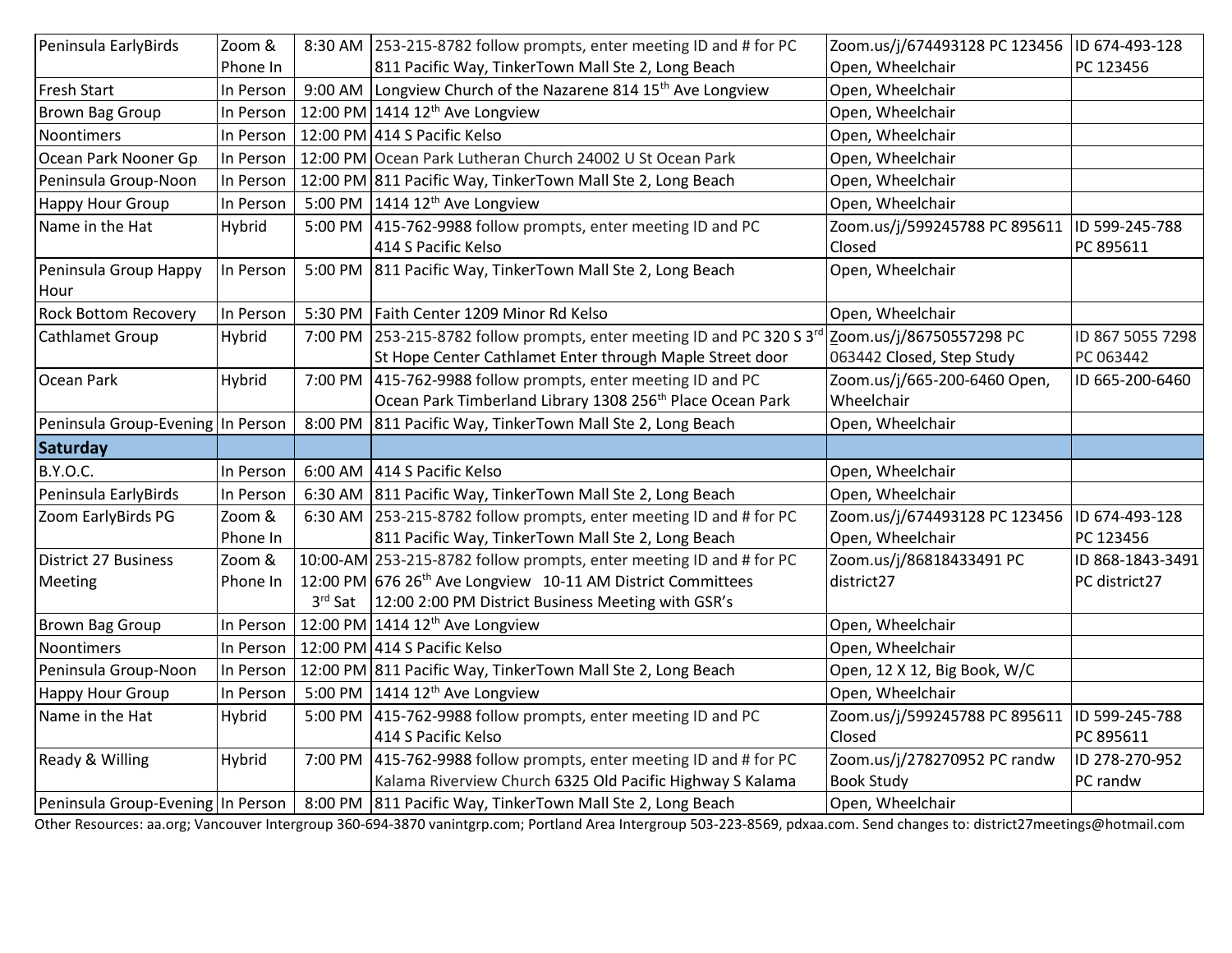| | | | | | |
|---|---|---|---|---|---|
| Peninsula EarlyBirds | Zoom & Phone In | 8:30 AM | 253-215-8782 follow prompts, enter meeting ID and # for PC 811 Pacific Way, TinkerTown Mall Ste 2, Long Beach | Zoom.us/j/674493128 PC 123456 Open, Wheelchair | ID 674-493-128 PC 123456 |
| Fresh Start | In Person | 9:00 AM | Longview Church of the Nazarene 814 15th Ave Longview | Open, Wheelchair | |
| Brown Bag Group | In Person | 12:00 PM | 1414 12th Ave Longview | Open, Wheelchair | |
| Noontimers | In Person | 12:00 PM | 414 S Pacific Kelso | Open, Wheelchair | |
| Ocean Park Nooner Gp | In Person | 12:00 PM | Ocean Park Lutheran Church 24002 U St Ocean Park | Open, Wheelchair | |
| Peninsula Group-Noon | In Person | 12:00 PM | 811 Pacific Way, TinkerTown Mall Ste 2, Long Beach | Open, Wheelchair | |
| Happy Hour Group | In Person | 5:00 PM | 1414 12th Ave Longview | Open, Wheelchair | |
| Name in the Hat | Hybrid | 5:00 PM | 415-762-9988 follow prompts, enter meeting ID and PC 414 S Pacific Kelso | Zoom.us/j/599245788 PC 895611 Closed | ID 599-245-788 PC 895611 |
| Peninsula Group Happy Hour | In Person | 5:00 PM | 811 Pacific Way, TinkerTown Mall Ste 2, Long Beach | Open, Wheelchair | |
| Rock Bottom Recovery | In Person | 5:30 PM | Faith Center 1209 Minor Rd Kelso | Open, Wheelchair | |
| Cathlamet Group | Hybrid | 7:00 PM | 253-215-8782 follow prompts, enter meeting ID and PC 320 S 3rd St Hope Center Cathlamet Enter through Maple Street door | Zoom.us/j/86750557298 PC 063442 Closed, Step Study | ID 867 5055 7298 PC 063442 |
| Ocean Park | Hybrid | 7:00 PM | 415-762-9988 follow prompts, enter meeting ID and PC Ocean Park Timberland Library 1308 256th Place Ocean Park | Zoom.us/j/665-200-6460 Open, Wheelchair | ID 665-200-6460 |
| Peninsula Group-Evening | In Person | 8:00 PM | 811 Pacific Way, TinkerTown Mall Ste 2, Long Beach | Open, Wheelchair | |
| **Saturday** | | | | | |
| B.Y.O.C. | In Person | 6:00 AM | 414 S Pacific Kelso | Open, Wheelchair | |
| Peninsula EarlyBirds | In Person | 6:30 AM | 811 Pacific Way, TinkerTown Mall Ste 2, Long Beach | Open, Wheelchair | |
| Zoom EarlyBirds PG | Zoom & Phone In | 6:30 AM | 253-215-8782 follow prompts, enter meeting ID and # for PC 811 Pacific Way, TinkerTown Mall Ste 2, Long Beach | Zoom.us/j/674493128 PC 123456 Open, Wheelchair | ID 674-493-128 PC 123456 |
| District 27 Business Meeting | Zoom & Phone In | 10:00-AM 12:00 PM 3rd Sat | 253-215-8782 follow prompts, enter meeting ID and # for PC 676 26th Ave Longview 10-11 AM District Committees 12:00 2:00 PM District Business Meeting with GSR's | Zoom.us/j/86818433491 PC district27 | ID 868-1843-3491 PC district27 |
| Brown Bag Group | In Person | 12:00 PM | 1414 12th Ave Longview | Open, Wheelchair | |
| Noontimers | In Person | 12:00 PM | 414 S Pacific Kelso | Open, Wheelchair | |
| Peninsula Group-Noon | In Person | 12:00 PM | 811 Pacific Way, TinkerTown Mall Ste 2, Long Beach | Open, 12 X 12, Big Book, W/C | |
| Happy Hour Group | In Person | 5:00 PM | 1414 12th Ave Longview | Open, Wheelchair | |
| Name in the Hat | Hybrid | 5:00 PM | 415-762-9988 follow prompts, enter meeting ID and PC 414 S Pacific Kelso | Zoom.us/j/599245788 PC 895611 Closed | ID 599-245-788 PC 895611 |
| Ready & Willing | Hybrid | 7:00 PM | 415-762-9988 follow prompts, enter meeting ID and # for PC Kalama Riverview Church 6325 Old Pacific Highway S Kalama | Zoom.us/j/278270952 PC randw Book Study | ID 278-270-952 PC randw |
| Peninsula Group-Evening | In Person | 8:00 PM | 811 Pacific Way, TinkerTown Mall Ste 2, Long Beach | Open, Wheelchair | |

Other Resources: aa.org; Vancouver Intergroup 360-694-3870 vanintgrp.com; Portland Area Intergroup 503-223-8569, pdxaa.com. Send changes to: district27meetings@hotmail.com